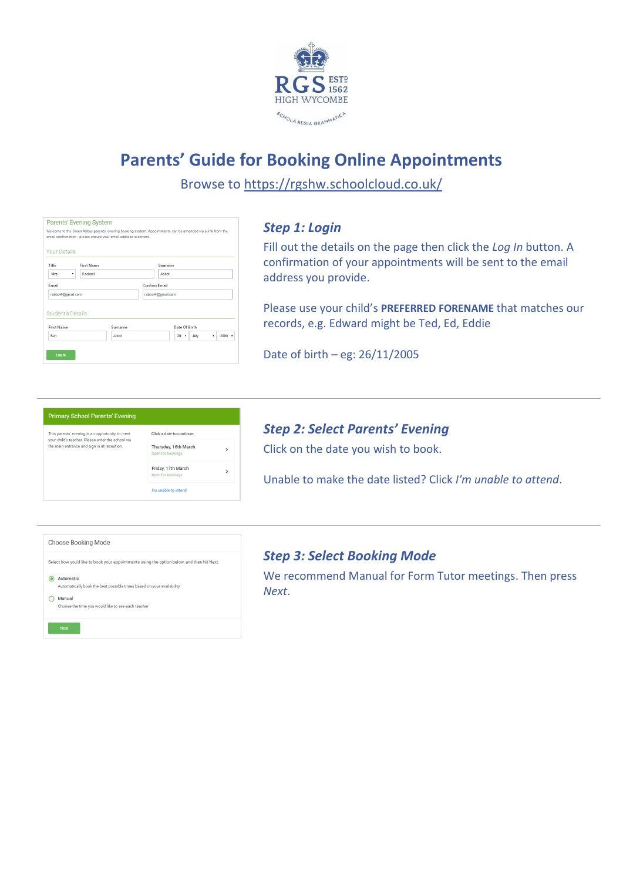# Parents' Guide for Booking Online Appointments

Browse to https://rgshw.schoolcloud.co.uk/

### *Step 1: Login*

Fill out the details on the page then click the *Log In* button. A confirmation of your appointments will be sent to the email address you provide.

Please use your child's **PREFERRED FORENAME** that matches our records, e.g. Edward might be Ted, Ed, Eddie

Date of birth – eg: 26/11/2005

---

### *Step 2: Select Parents' Evening*

Click on the date you wish to book.

Unable to make the date listed? Click *I'm unable to attend*.

---

### *Step 3: Select Booking Mode*

We recommend Manual for Form Tutor meetings. Then press *Next*.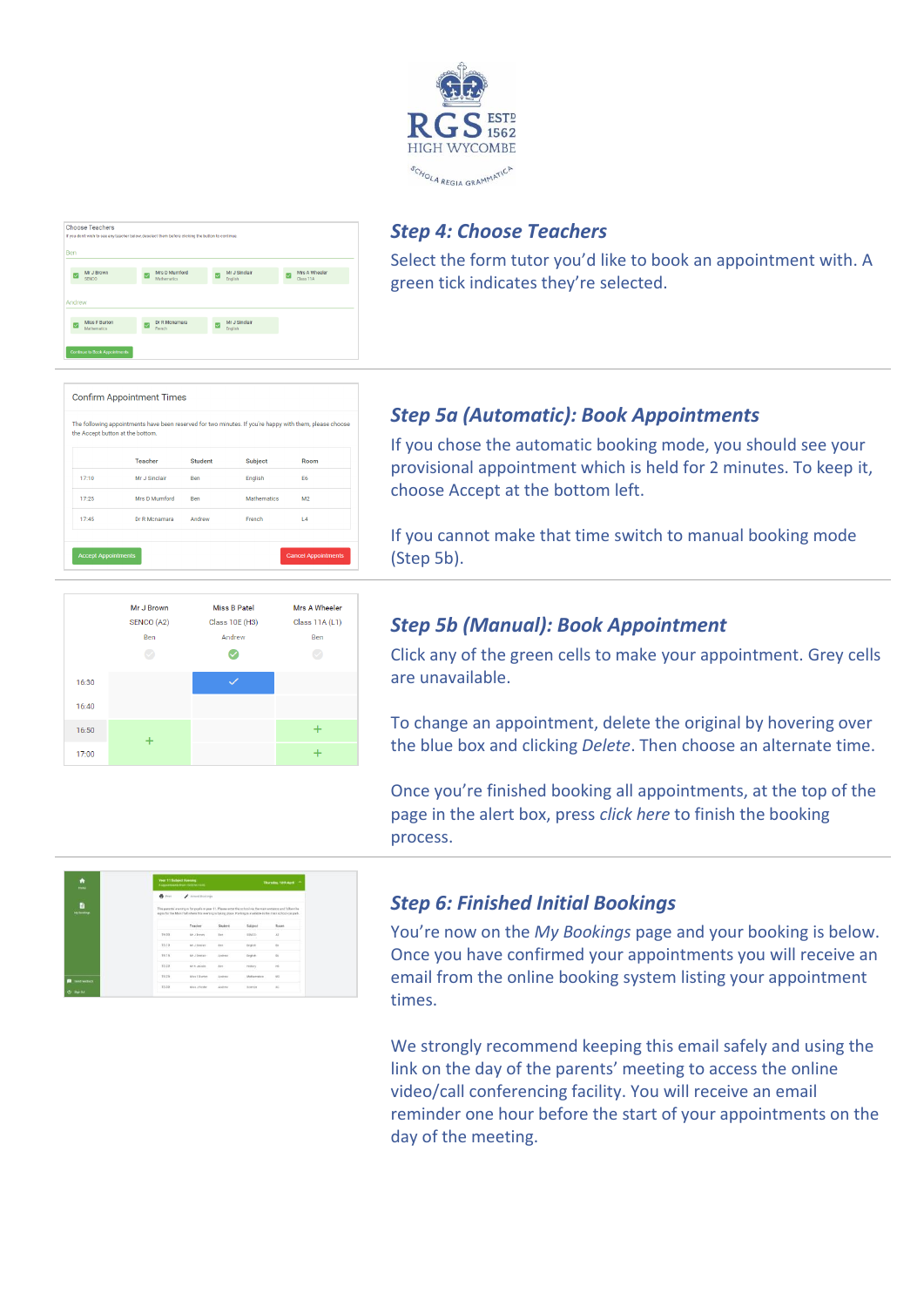### *Step 4: Choose Teachers*

Select the form tutor you'd like to book an appointment with. A green tick indicates they're selected.

### *Step 5a (Automatic): Book Appointments*

If you chose the automatic booking mode, you should see your provisional appointment which is held for 2 minutes. To keep it, choose Accept at the bottom left.

If you cannot make that time switch to manual booking mode (Step 5b).

### *Step 5b (Manual): Book Appointment*

Click any of the green cells to make your appointment. Grey cells are unavailable.

To change an appointment, delete the original by hovering over the blue box and clicking *Delete*. Then choose an alternate time.

Once you're finished booking all appointments, at the top of the page in the alert box, press *click here* to finish the booking process.

### *Step 6: Finished Initial Bookings*

You're now on the *My Bookings* page and your booking is below. Once you have confirmed your appointments you will receive an email from the online booking system listing your appointment times.

We strongly recommend keeping this email safely and using the link on the day of the parents' meeting to access the online video/call conferencing facility. You will receive an email reminder one hour before the start of your appointments on the day of the meeting.